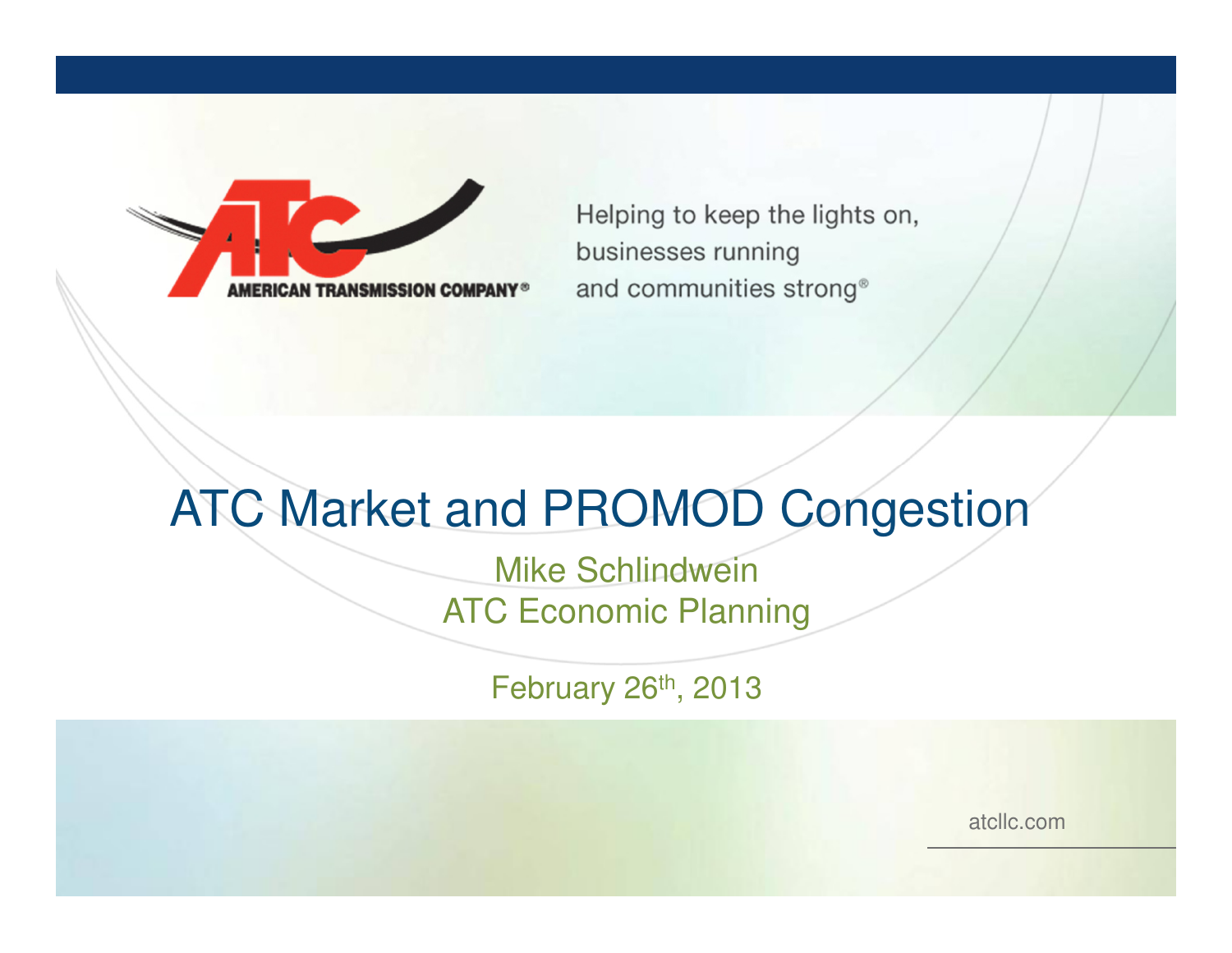AMERICAN TRANSMISSION COMPANY®

Helping to keep the lights on, businesses running and communities strong®

# ATC Market and PROMOD Congestion

Mike Schlindwein
ATC Economic Planning

February 26th, 2013

atcllc.com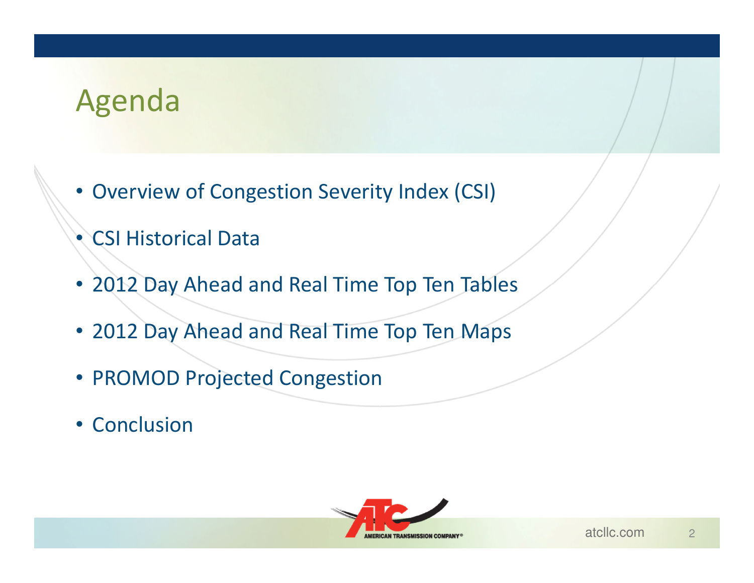# Agenda

- Overview of Congestion Severity Index (CSI)
- CSI Historical Data
- 2012 Day Ahead and Real Time Top Ten Tables
- 2012 Day Ahead and Real Time Top Ten Maps
- PROMOD Projected Congestion
- Conclusion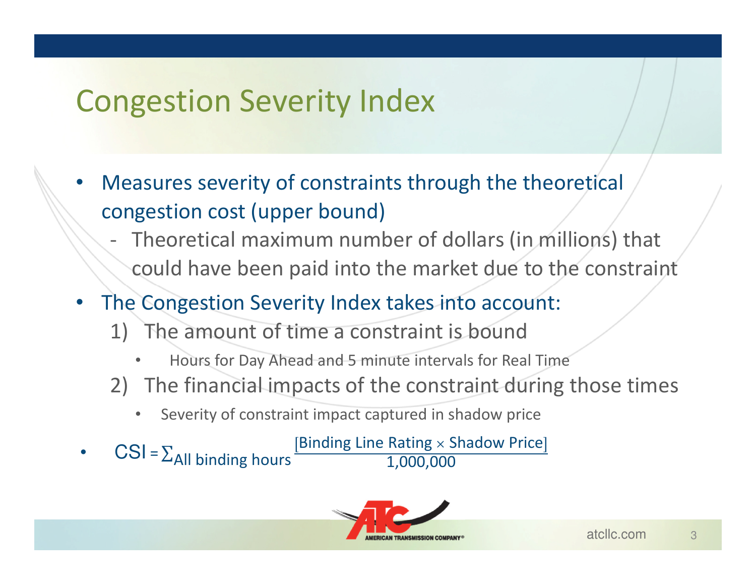# Congestion Severity Index

- Measures severity of constraints through the theoretical congestion cost (upper bound)
  - Theoretical maximum number of dollars (in millions) that could have been paid into the market due to the constraint
- The Congestion Severity Index takes into account:
  1) The amount of time a constraint is bound
     - Hours for Day Ahead and 5 minute intervals for Real Time
  2) The financial impacts of the constraint during those times
     - Severity of constraint impact captured in shadow price
- $CSI = \sum_{\text{All binding hours}} \frac{[\text{Binding Line Rating} \times \text{Shadow Price}]}{1{,}000{,}000}$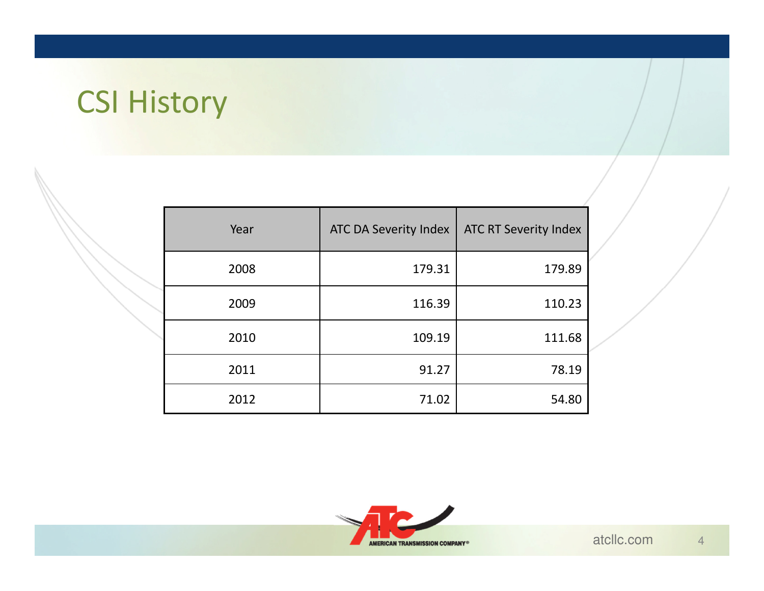# CSI History

| Year | ATC DA Severity Index | ATC RT Severity Index |
|---|---|---|
| 2008 | 179.31 | 179.89 |
| 2009 | 116.39 | 110.23 |
| 2010 | 109.19 | 111.68 |
| 2011 | 91.27 | 78.19 |
| 2012 | 71.02 | 54.80 |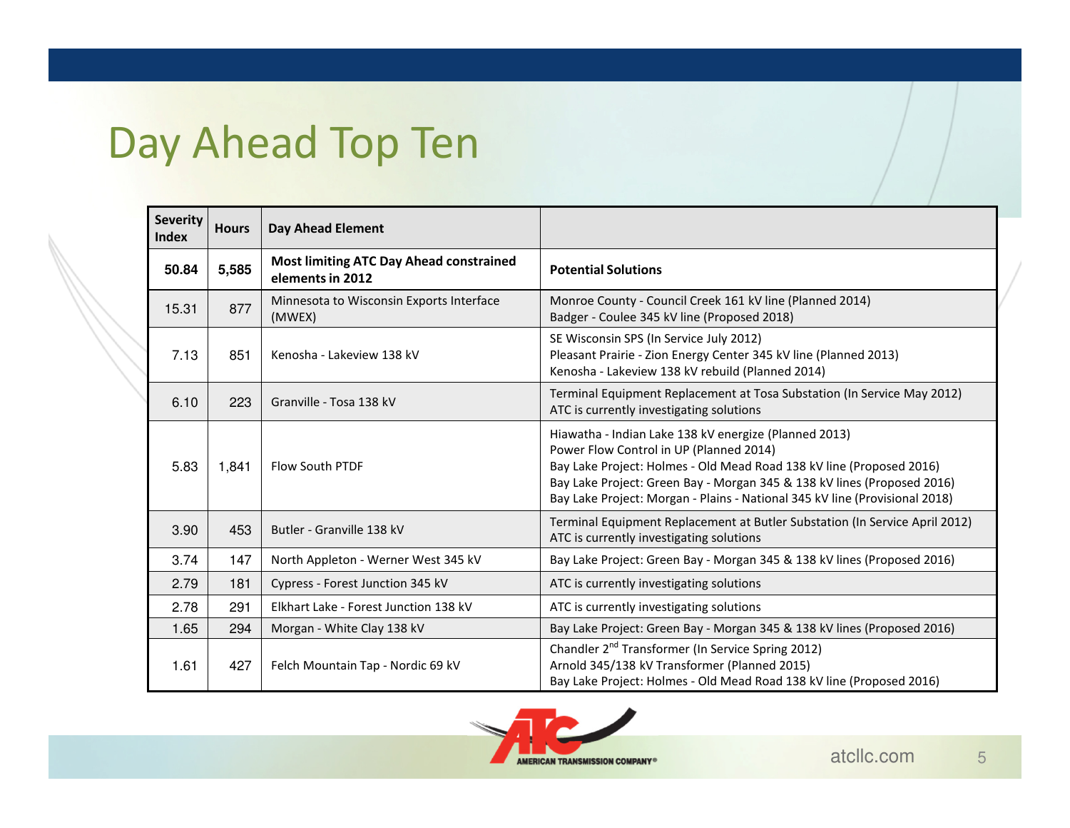# Day Ahead Top Ten

| Severity Index | Hours | Day Ahead Element | |
|---|---|---|---|
| **50.84** | **5,585** | **Most limiting ATC Day Ahead constrained elements in 2012** | **Potential Solutions** |
| 15.31 | 877 | Minnesota to Wisconsin Exports Interface (MWEX) | Monroe County - Council Creek 161 kV line (Planned 2014)<br>Badger - Coulee 345 kV line (Proposed 2018) |
| 7.13 | 851 | Kenosha - Lakeview 138 kV | SE Wisconsin SPS (In Service July 2012)<br>Pleasant Prairie - Zion Energy Center 345 kV line (Planned 2013)<br>Kenosha - Lakeview 138 kV rebuild (Planned 2014) |
| 6.10 | 223 | Granville - Tosa 138 kV | Terminal Equipment Replacement at Tosa Substation (In Service May 2012)<br>ATC is currently investigating solutions |
| 5.83 | 1,841 | Flow South PTDF | Hiawatha - Indian Lake 138 kV energize (Planned 2013)<br>Power Flow Control in UP (Planned 2014)<br>Bay Lake Project: Holmes - Old Mead Road 138 kV line (Proposed 2016)<br>Bay Lake Project: Green Bay - Morgan 345 & 138 kV lines (Proposed 2016)<br>Bay Lake Project: Morgan - Plains - National 345 kV line (Provisional 2018) |
| 3.90 | 453 | Butler - Granville 138 kV | Terminal Equipment Replacement at Butler Substation (In Service April 2012)<br>ATC is currently investigating solutions |
| 3.74 | 147 | North Appleton - Werner West 345 kV | Bay Lake Project: Green Bay - Morgan 345 & 138 kV lines (Proposed 2016) |
| 2.79 | 181 | Cypress - Forest Junction 345 kV | ATC is currently investigating solutions |
| 2.78 | 291 | Elkhart Lake - Forest Junction 138 kV | ATC is currently investigating solutions |
| 1.65 | 294 | Morgan - White Clay 138 kV | Bay Lake Project: Green Bay - Morgan 345 & 138 kV lines (Proposed 2016) |
| 1.61 | 427 | Felch Mountain Tap - Nordic 69 kV | Chandler 2nd Transformer (In Service Spring 2012)<br>Arnold 345/138 kV Transformer (Planned 2015)<br>Bay Lake Project: Holmes - Old Mead Road 138 kV line (Proposed 2016) |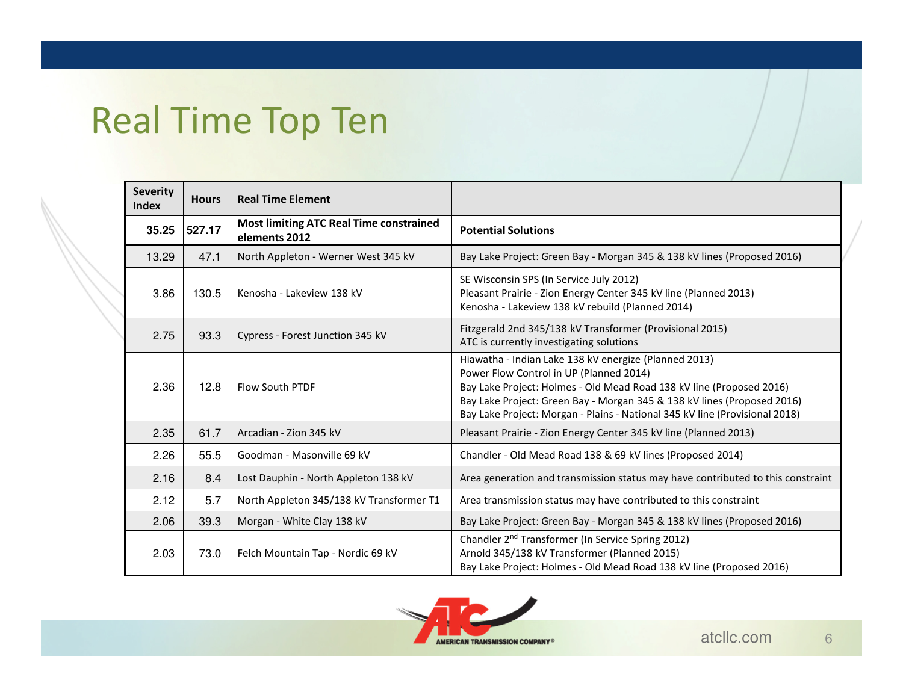# Real Time Top Ten

| Severity Index | Hours | Real Time Element | |
|---|---|---|---|
| **35.25** | **527.17** | **Most limiting ATC Real Time constrained elements 2012** | **Potential Solutions** |
| 13.29 | 47.1 | North Appleton - Werner West 345 kV | Bay Lake Project: Green Bay - Morgan 345 & 138 kV lines (Proposed 2016) |
| 3.86 | 130.5 | Kenosha - Lakeview 138 kV | SE Wisconsin SPS (In Service July 2012)<br>Pleasant Prairie - Zion Energy Center 345 kV line (Planned 2013)<br>Kenosha - Lakeview 138 kV rebuild (Planned 2014) |
| 2.75 | 93.3 | Cypress - Forest Junction 345 kV | Fitzgerald 2nd 345/138 kV Transformer (Provisional 2015)<br>ATC is currently investigating solutions |
| 2.36 | 12.8 | Flow South PTDF | Hiawatha - Indian Lake 138 kV energize (Planned 2013)<br>Power Flow Control in UP (Planned 2014)<br>Bay Lake Project: Holmes - Old Mead Road 138 kV line (Proposed 2016)<br>Bay Lake Project: Green Bay - Morgan 345 & 138 kV lines (Proposed 2016)<br>Bay Lake Project: Morgan - Plains - National 345 kV line (Provisional 2018) |
| 2.35 | 61.7 | Arcadian - Zion 345 kV | Pleasant Prairie - Zion Energy Center 345 kV line (Planned 2013) |
| 2.26 | 55.5 | Goodman - Masonville 69 kV | Chandler - Old Mead Road 138 & 69 kV lines (Proposed 2014) |
| 2.16 | 8.4 | Lost Dauphin - North Appleton 138 kV | Area generation and transmission status may have contributed to this constraint |
| 2.12 | 5.7 | North Appleton 345/138 kV Transformer T1 | Area transmission status may have contributed to this constraint |
| 2.06 | 39.3 | Morgan - White Clay 138 kV | Bay Lake Project: Green Bay - Morgan 345 & 138 kV lines (Proposed 2016) |
| 2.03 | 73.0 | Felch Mountain Tap - Nordic 69 kV | Chandler 2nd Transformer (In Service Spring 2012)<br>Arnold 345/138 kV Transformer (Planned 2015)<br>Bay Lake Project: Holmes - Old Mead Road 138 kV line (Proposed 2016) |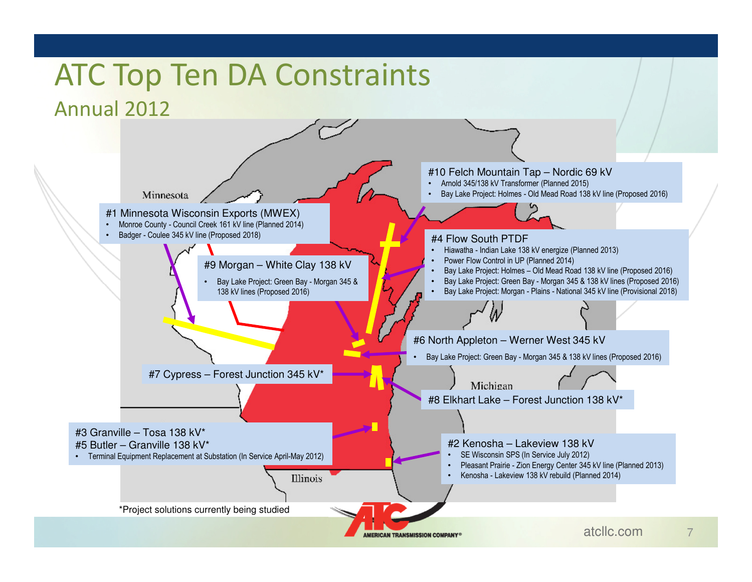# ATC Top Ten DA Constraints

## Annual 2012

**#1 Minnesota Wisconsin Exports (MWEX)**
- Monroe County - Council Creek 161 kV line (Planned 2014)
- Badger - Coulee 345 kV line (Proposed 2018)

**#2 Kenosha – Lakeview 138 kV**
- SE Wisconsin SPS (In Service July 2012)
- Pleasant Prairie - Zion Energy Center 345 kV line (Planned 2013)
- Kenosha - Lakeview 138 kV rebuild (Planned 2014)

**#3 Granville – Tosa 138 kV***
**#5 Butler – Granville 138 kV***
- Terminal Equipment Replacement at Substation (In Service April-May 2012)

**#4 Flow South PTDF**
- Hiawatha - Indian Lake 138 kV energize (Planned 2013)
- Power Flow Control in UP (Planned 2014)
- Bay Lake Project: Holmes – Old Mead Road 138 kV line (Proposed 2016)
- Bay Lake Project: Green Bay - Morgan 345 & 138 kV lines (Proposed 2016)
- Bay Lake Project: Morgan - Plains - National 345 kV line (Provisional 2018)

**#6 North Appleton – Werner West 345 kV**
- Bay Lake Project: Green Bay - Morgan 345 & 138 kV lines (Proposed 2016)

**#7 Cypress – Forest Junction 345 kV***

**#8 Elkhart Lake – Forest Junction 138 kV***

**#9 Morgan – White Clay 138 kV**
- Bay Lake Project: Green Bay - Morgan 345 & 138 kV lines (Proposed 2016)

**#10 Felch Mountain Tap – Nordic 69 kV**
- Arnold 345/138 kV Transformer (Planned 2015)
- Bay Lake Project: Holmes - Old Mead Road 138 kV line (Proposed 2016)

*Project solutions currently being studied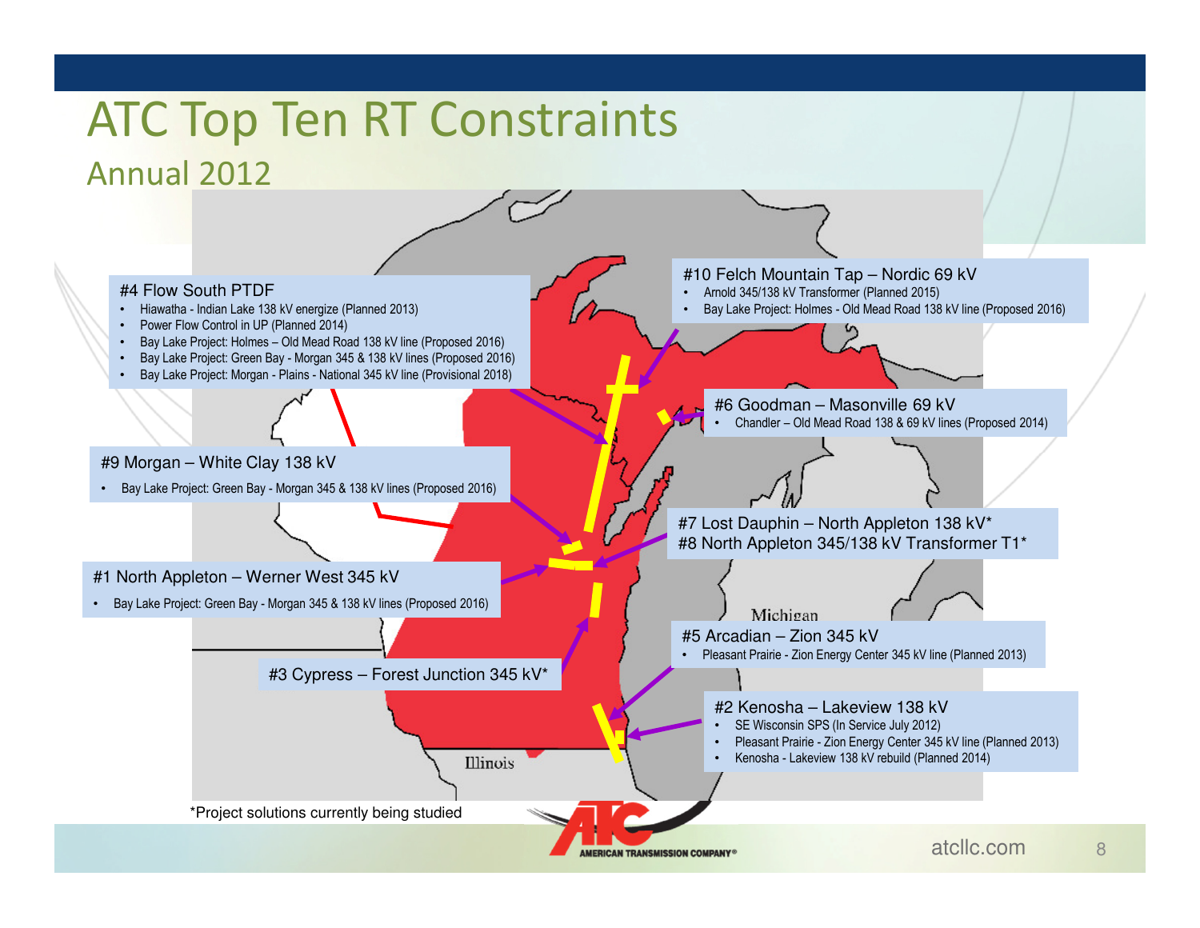# ATC Top Ten RT Constraints

## Annual 2012

**#4 Flow South PTDF**
- Hiawatha - Indian Lake 138 kV energize (Planned 2013)
- Power Flow Control in UP (Planned 2014)
- Bay Lake Project: Holmes – Old Mead Road 138 kV line (Proposed 2016)
- Bay Lake Project: Green Bay - Morgan 345 & 138 kV lines (Proposed 2016)
- Bay Lake Project: Morgan - Plains - National 345 kV line (Provisional 2018)

**#10 Felch Mountain Tap – Nordic 69 kV**
- Arnold 345/138 kV Transformer (Planned 2015)
- Bay Lake Project: Holmes - Old Mead Road 138 kV line (Proposed 2016)

**#6 Goodman – Masonville 69 kV**
- Chandler – Old Mead Road 138 & 69 kV lines (Proposed 2014)

**#9 Morgan – White Clay 138 kV**
- Bay Lake Project: Green Bay - Morgan 345 & 138 kV lines (Proposed 2016)

**#7 Lost Dauphin – North Appleton 138 kV***
**#8 North Appleton 345/138 kV Transformer T1***

**#1 North Appleton – Werner West 345 kV**
- Bay Lake Project: Green Bay - Morgan 345 & 138 kV lines (Proposed 2016)

**#5 Arcadian – Zion 345 kV**
- Pleasant Prairie - Zion Energy Center 345 kV line (Planned 2013)

**#3 Cypress – Forest Junction 345 kV***

**#2 Kenosha – Lakeview 138 kV**
- SE Wisconsin SPS (In Service July 2012)
- Pleasant Prairie - Zion Energy Center 345 kV line (Planned 2013)
- Kenosha - Lakeview 138 kV rebuild (Planned 2014)

Michigan

Illinois

*Project solutions currently being studied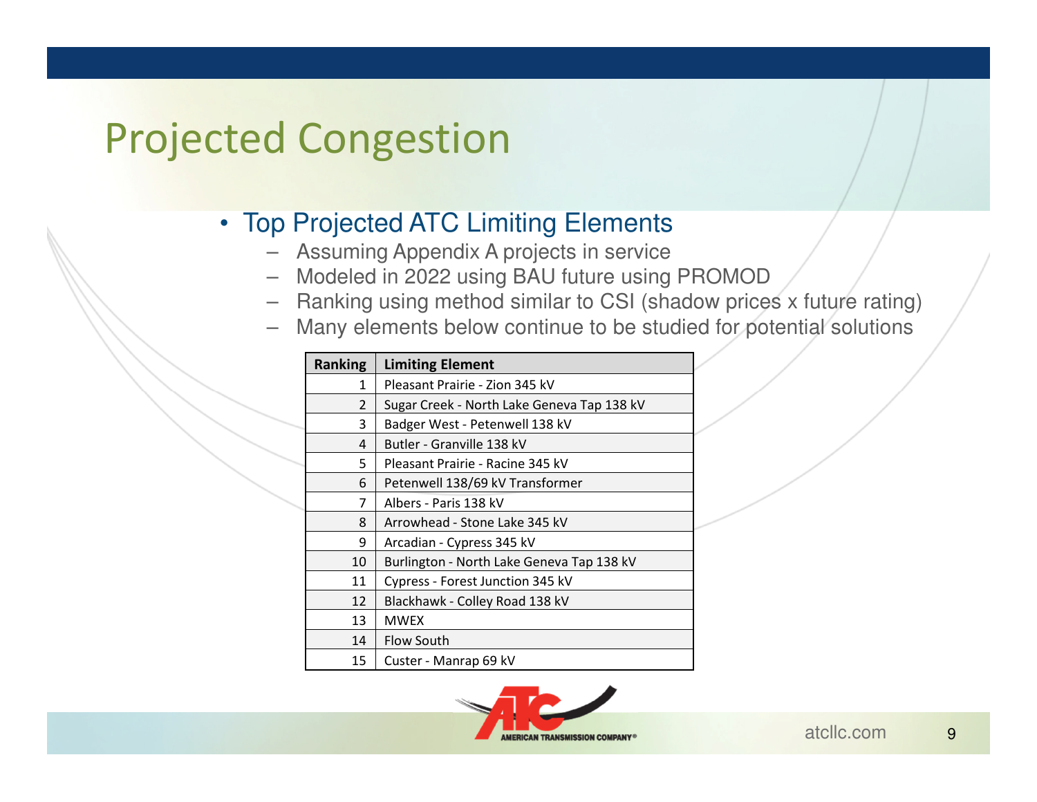# Projected Congestion

- Top Projected ATC Limiting Elements
  - Assuming Appendix A projects in service
  - Modeled in 2022 using BAU future using PROMOD
  - Ranking using method similar to CSI (shadow prices x future rating)
  - Many elements below continue to be studied for potential solutions

| Ranking | Limiting Element |
|---|---|
| 1 | Pleasant Prairie - Zion 345 kV |
| 2 | Sugar Creek - North Lake Geneva Tap 138 kV |
| 3 | Badger West - Petenwell 138 kV |
| 4 | Butler - Granville 138 kV |
| 5 | Pleasant Prairie - Racine 345 kV |
| 6 | Petenwell 138/69 kV Transformer |
| 7 | Albers - Paris 138 kV |
| 8 | Arrowhead - Stone Lake 345 kV |
| 9 | Arcadian - Cypress 345 kV |
| 10 | Burlington - North Lake Geneva Tap 138 kV |
| 11 | Cypress - Forest Junction 345 kV |
| 12 | Blackhawk - Colley Road 138 kV |
| 13 | MWEX |
| 14 | Flow South |
| 15 | Custer - Manrap 69 kV |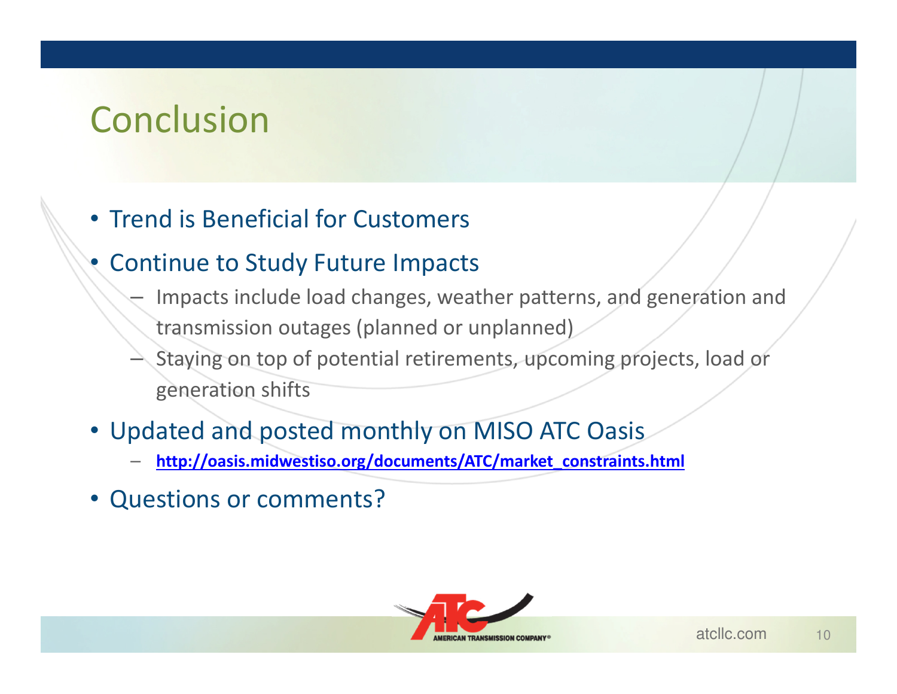# Conclusion

- Trend is Beneficial for Customers
- Continue to Study Future Impacts
  - Impacts include load changes, weather patterns, and generation and transmission outages (planned or unplanned)
  - Staying on top of potential retirements, upcoming projects, load or generation shifts
- Updated and posted monthly on MISO ATC Oasis
  - **http://oasis.midwestiso.org/documents/ATC/market_constraints.html**
- Questions or comments?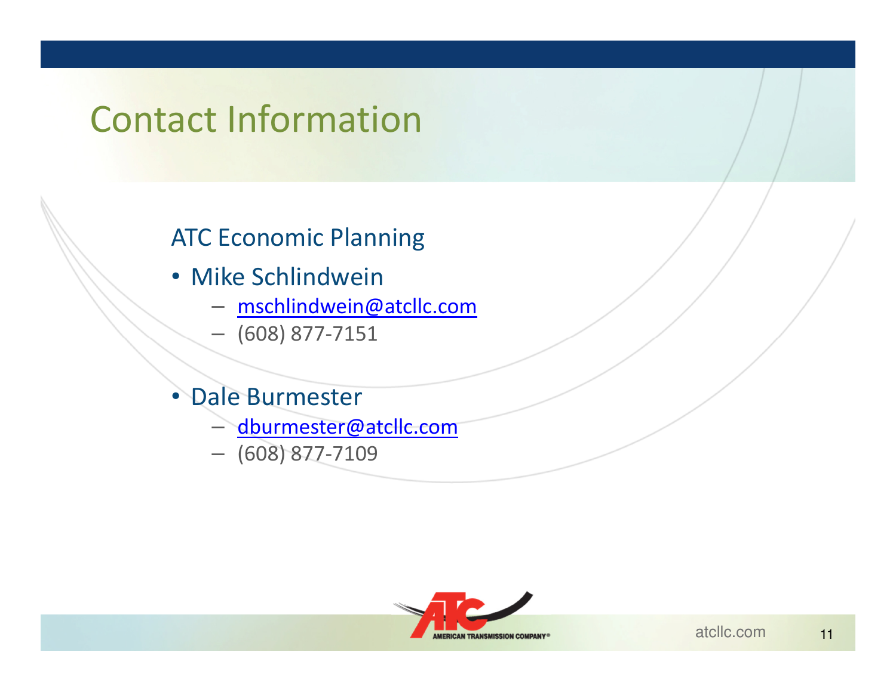# Contact Information

ATC Economic Planning

- Mike Schlindwein
  - mschlindwein@atcllc.com
  - (608) 877-7151

- Dale Burmester
  - dburmester@atcllc.com
  - (608) 877-7109